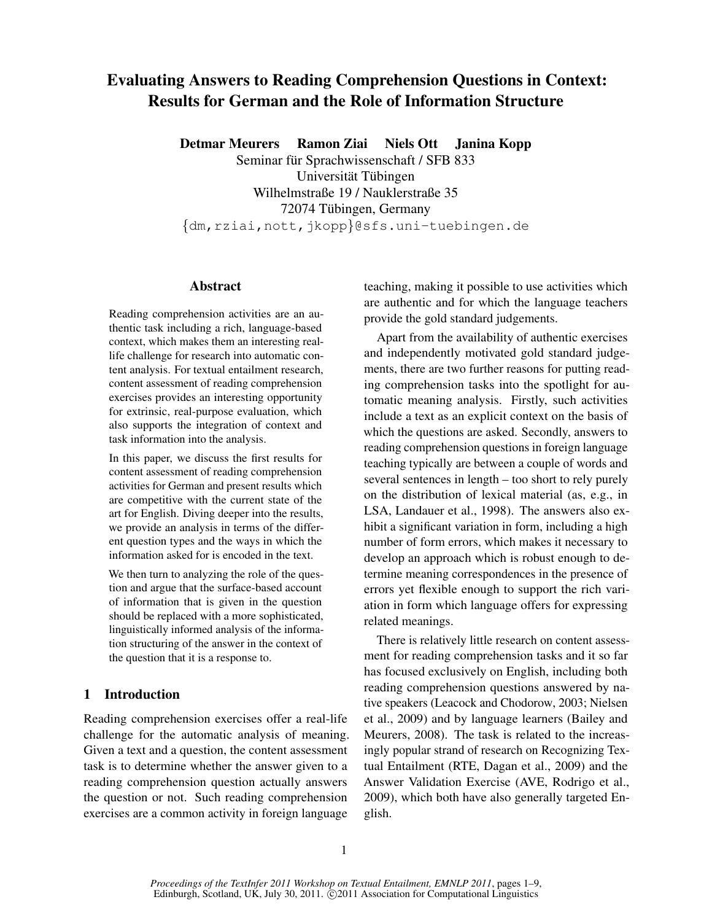# Evaluating Answers to Reading Comprehension Questions in Context: Results for German and the Role of Information Structure

**Detmar Meurers Ramon Ziai Niels Ott Janina Kopp**

Seminar für Sprachwissenschaft / SFB 833
Universität Tübingen
Wilhelmstraße 19 / Nauklerstraße 35
72074 Tübingen, Germany
{dm,rziai,nott,jkopp}@sfs.uni-tuebingen.de

## Abstract

Reading comprehension activities are an authentic task including a rich, language-based context, which makes them an interesting real-life challenge for research into automatic content analysis. For textual entailment research, content assessment of reading comprehension exercises provides an interesting opportunity for extrinsic, real-purpose evaluation, which also supports the integration of context and task information into the analysis.

In this paper, we discuss the first results for content assessment of reading comprehension activities for German and present results which are competitive with the current state of the art for English. Diving deeper into the results, we provide an analysis in terms of the different question types and the ways in which the information asked for is encoded in the text.

We then turn to analyzing the role of the question and argue that the surface-based account of information that is given in the question should be replaced with a more sophisticated, linguistically informed analysis of the information structuring of the answer in the context of the question that it is a response to.

## 1 Introduction

Reading comprehension exercises offer a real-life challenge for the automatic analysis of meaning. Given a text and a question, the content assessment task is to determine whether the answer given to a reading comprehension question actually answers the question or not. Such reading comprehension exercises are a common activity in foreign language teaching, making it possible to use activities which are authentic and for which the language teachers provide the gold standard judgements.

Apart from the availability of authentic exercises and independently motivated gold standard judgements, there are two further reasons for putting reading comprehension tasks into the spotlight for automatic meaning analysis. Firstly, such activities include a text as an explicit context on the basis of which the questions are asked. Secondly, answers to reading comprehension questions in foreign language teaching typically are between a couple of words and several sentences in length – too short to rely purely on the distribution of lexical material (as, e.g., in LSA, Landauer et al., 1998). The answers also exhibit a significant variation in form, including a high number of form errors, which makes it necessary to develop an approach which is robust enough to determine meaning correspondences in the presence of errors yet flexible enough to support the rich variation in form which language offers for expressing related meanings.

There is relatively little research on content assessment for reading comprehension tasks and it so far has focused exclusively on English, including both reading comprehension questions answered by native speakers (Leacock and Chodorow, 2003; Nielsen et al., 2009) and by language learners (Bailey and Meurers, 2008). The task is related to the increasingly popular strand of research on Recognizing Textual Entailment (RTE, Dagan et al., 2009) and the Answer Validation Exercise (AVE, Rodrigo et al., 2009), which both have also generally targeted English.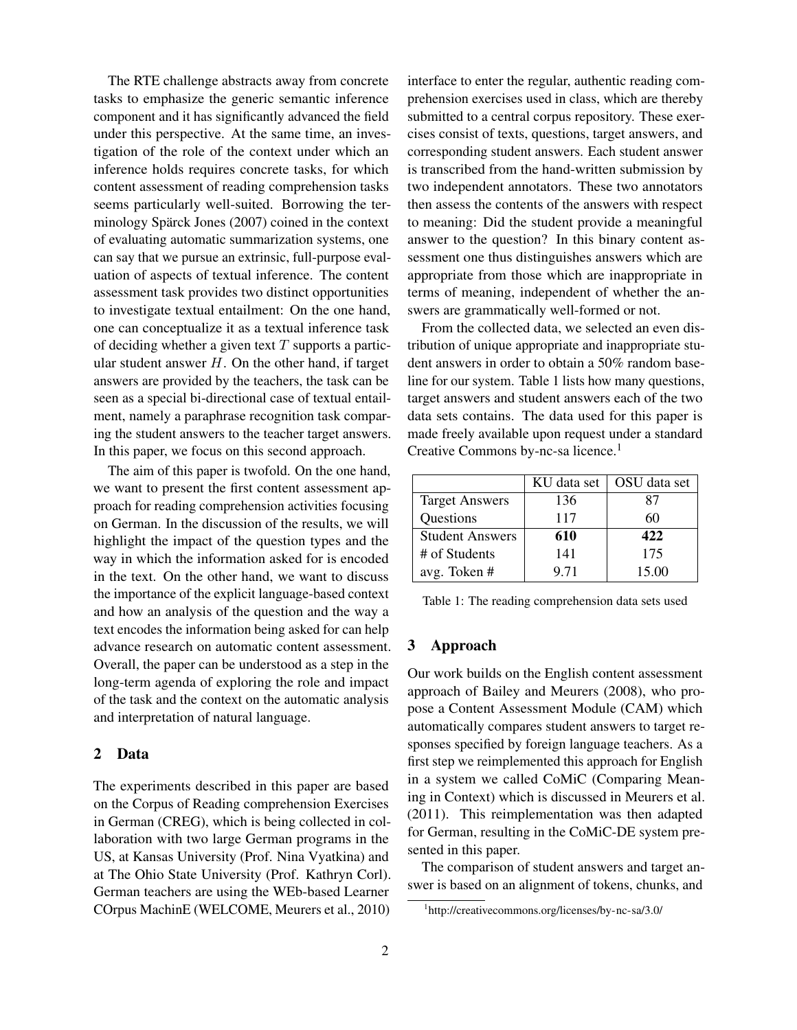The RTE challenge abstracts away from concrete tasks to emphasize the generic semantic inference component and it has significantly advanced the field under this perspective. At the same time, an investigation of the role of the context under which an inference holds requires concrete tasks, for which content assessment of reading comprehension tasks seems particularly well-suited. Borrowing the terminology Spärck Jones (2007) coined in the context of evaluating automatic summarization systems, one can say that we pursue an extrinsic, full-purpose evaluation of aspects of textual inference. The content assessment task provides two distinct opportunities to investigate textual entailment: On the one hand, one can conceptualize it as a textual inference task of deciding whether a given text $T$ supports a particular student answer $H$. On the other hand, if target answers are provided by the teachers, the task can be seen as a special bi-directional case of textual entailment, namely a paraphrase recognition task comparing the student answers to the teacher target answers. In this paper, we focus on this second approach.

The aim of this paper is twofold. On the one hand, we want to present the first content assessment approach for reading comprehension activities focusing on German. In the discussion of the results, we will highlight the impact of the question types and the way in which the information asked for is encoded in the text. On the other hand, we want to discuss the importance of the explicit language-based context and how an analysis of the question and the way a text encodes the information being asked for can help advance research on automatic content assessment. Overall, the paper can be understood as a step in the long-term agenda of exploring the role and impact of the task and the context on the automatic analysis and interpretation of natural language.

## 2 Data

The experiments described in this paper are based on the Corpus of Reading comprehension Exercises in German (CREG), which is being collected in collaboration with two large German programs in the US, at Kansas University (Prof. Nina Vyatkina) and at The Ohio State University (Prof. Kathryn Corl). German teachers are using the WEb-based Learner COrpus MachinE (WELCOME, Meurers et al., 2010) interface to enter the regular, authentic reading comprehension exercises used in class, which are thereby submitted to a central corpus repository. These exercises consist of texts, questions, target answers, and corresponding student answers. Each student answer is transcribed from the hand-written submission by two independent annotators. These two annotators then assess the contents of the answers with respect to meaning: Did the student provide a meaningful answer to the question? In this binary content assessment one thus distinguishes answers which are appropriate from those which are inappropriate in terms of meaning, independent of whether the answers are grammatically well-formed or not.

From the collected data, we selected an even distribution of unique appropriate and inappropriate student answers in order to obtain a 50% random baseline for our system. Table 1 lists how many questions, target answers and student answers each of the two data sets contains. The data used for this paper is made freely available upon request under a standard Creative Commons by-nc-sa licence.[1]

| | KU data set | OSU data set |
|---|---|---|
| Target Answers | 136 | 87 |
| Questions | 117 | 60 |
| Student Answers | **610** | **422** |
| # of Students | 141 | 175 |
| avg. Token # | 9.71 | 15.00 |

Table 1: The reading comprehension data sets used

## 3 Approach

Our work builds on the English content assessment approach of Bailey and Meurers (2008), who propose a Content Assessment Module (CAM) which automatically compares student answers to target responses specified by foreign language teachers. As a first step we reimplemented this approach for English in a system we called CoMiC (Comparing Meaning in Context) which is discussed in Meurers et al. (2011). This reimplementation was then adapted for German, resulting in the CoMiC-DE system presented in this paper.

The comparison of student answers and target answer is based on an alignment of tokens, chunks, and

[1] http://creativecommons.org/licenses/by-nc-sa/3.0/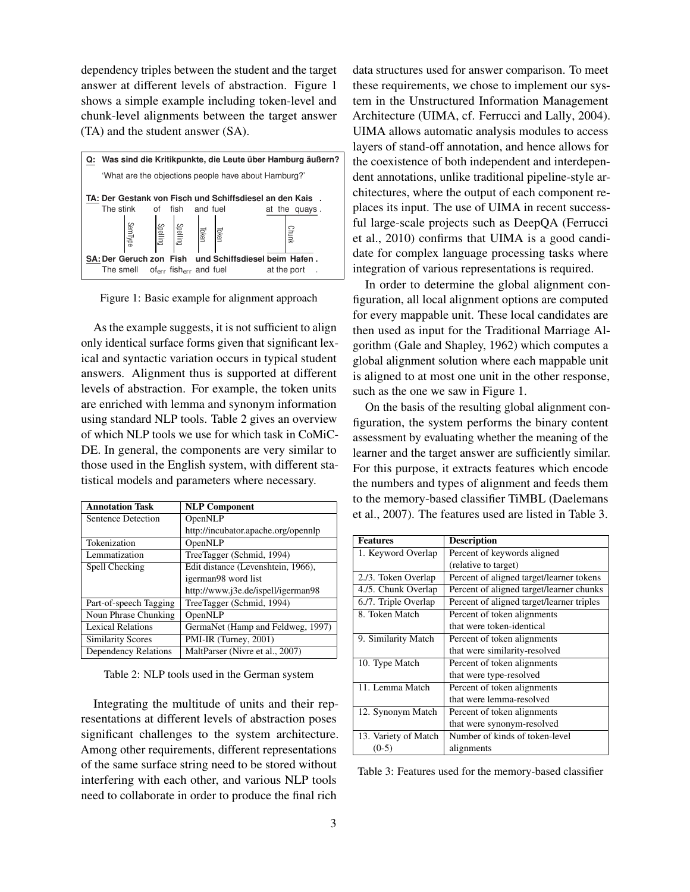dependency triples between the student and the target answer at different levels of abstraction. Figure 1 shows a simple example including token-level and chunk-level alignments between the target answer (TA) and the student answer (SA).

**Q: Was sind die Kritikpunkte, die Leute über Hamburg äußern?**
'What are the objections people have about Hamburg?'

**TA: Der Gestank von Fisch und Schiffsdiesel an den Kais .**
The stink of fish and fuel at the quays .

SemType | Spelling | Spelling | Token | Token | Chunk

**SA: Der Geruch zon Fish und Schiffsdiesel beim Hafen .**
The smell $of_{err}$ $fish_{err}$ and fuel at the port .

Figure 1: Basic example for alignment approach

As the example suggests, it is not sufficient to align only identical surface forms given that significant lexical and syntactic variation occurs in typical student answers. Alignment thus is supported at different levels of abstraction. For example, the token units are enriched with lemma and synonym information using standard NLP tools. Table 2 gives an overview of which NLP tools we use for which task in CoMiC-DE. In general, the components are very similar to those used in the English system, with different statistical models and parameters where necessary.

| Annotation Task | NLP Component |
|---|---|
| Sentence Detection | OpenNLP http://incubator.apache.org/opennlp |
| Tokenization | OpenNLP |
| Lemmatization | TreeTagger (Schmid, 1994) |
| Spell Checking | Edit distance (Levenshtein, 1966), igerman98 word list http://www.j3e.de/ispell/igerman98 |
| Part-of-speech Tagging | TreeTagger (Schmid, 1994) |
| Noun Phrase Chunking | OpenNLP |
| Lexical Relations | GermaNet (Hamp and Feldweg, 1997) |
| Similarity Scores | PMI-IR (Turney, 2001) |
| Dependency Relations | MaltParser (Nivre et al., 2007) |

Table 2: NLP tools used in the German system

Integrating the multitude of units and their representations at different levels of abstraction poses significant challenges to the system architecture. Among other requirements, different representations of the same surface string need to be stored without interfering with each other, and various NLP tools need to collaborate in order to produce the final rich data structures used for answer comparison. To meet these requirements, we chose to implement our system in the Unstructured Information Management Architecture (UIMA, cf. Ferrucci and Lally, 2004). UIMA allows automatic analysis modules to access layers of stand-off annotation, and hence allows for the coexistence of both independent and interdependent annotations, unlike traditional pipeline-style architectures, where the output of each component replaces its input. The use of UIMA in recent successful large-scale projects such as DeepQA (Ferrucci et al., 2010) confirms that UIMA is a good candidate for complex language processing tasks where integration of various representations is required.

In order to determine the global alignment configuration, all local alignment options are computed for every mappable unit. These local candidates are then used as input for the Traditional Marriage Algorithm (Gale and Shapley, 1962) which computes a global alignment solution where each mappable unit is aligned to at most one unit in the other response, such as the one we saw in Figure 1.

On the basis of the resulting global alignment configuration, the system performs the binary content assessment by evaluating whether the meaning of the learner and the target answer are sufficiently similar. For this purpose, it extracts features which encode the numbers and types of alignment and feeds them to the memory-based classifier TiMBL (Daelemans et al., 2007). The features used are listed in Table 3.

| Features | Description |
|---|---|
| 1. Keyword Overlap | Percent of keywords aligned (relative to target) |
| 2./3. Token Overlap | Percent of aligned target/learner tokens |
| 4./5. Chunk Overlap | Percent of aligned target/learner chunks |
| 6./7. Triple Overlap | Percent of aligned target/learner triples |
| 8. Token Match | Percent of token alignments that were token-identical |
| 9. Similarity Match | Percent of token alignments that were similarity-resolved |
| 10. Type Match | Percent of token alignments that were type-resolved |
| 11. Lemma Match | Percent of token alignments that were lemma-resolved |
| 12. Synonym Match | Percent of token alignments that were synonym-resolved |
| 13. Variety of Match (0-5) | Number of kinds of token-level alignments |

Table 3: Features used for the memory-based classifier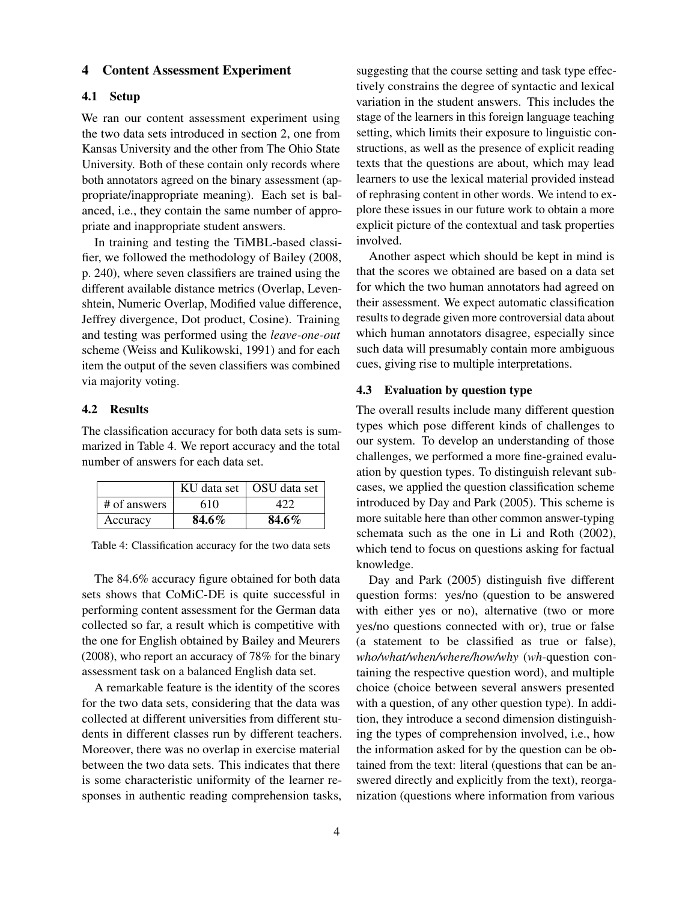## 4 Content Assessment Experiment

### 4.1 Setup

We ran our content assessment experiment using the two data sets introduced in section 2, one from Kansas University and the other from The Ohio State University. Both of these contain only records where both annotators agreed on the binary assessment (appropriate/inappropriate meaning). Each set is balanced, i.e., they contain the same number of appropriate and inappropriate student answers.

In training and testing the TiMBL-based classifier, we followed the methodology of Bailey (2008, p. 240), where seven classifiers are trained using the different available distance metrics (Overlap, Levenshtein, Numeric Overlap, Modified value difference, Jeffrey divergence, Dot product, Cosine). Training and testing was performed using the *leave-one-out* scheme (Weiss and Kulikowski, 1991) and for each item the output of the seven classifiers was combined via majority voting.

### 4.2 Results

The classification accuracy for both data sets is summarized in Table 4. We report accuracy and the total number of answers for each data set.

| | KU data set | OSU data set |
|---|---|---|
| # of answers | 610 | 422 |
| Accuracy | **84.6%** | **84.6%** |

Table 4: Classification accuracy for the two data sets

The 84.6% accuracy figure obtained for both data sets shows that CoMiC-DE is quite successful in performing content assessment for the German data collected so far, a result which is competitive with the one for English obtained by Bailey and Meurers (2008), who report an accuracy of 78% for the binary assessment task on a balanced English data set.

A remarkable feature is the identity of the scores for the two data sets, considering that the data was collected at different universities from different students in different classes run by different teachers. Moreover, there was no overlap in exercise material between the two data sets. This indicates that there is some characteristic uniformity of the learner responses in authentic reading comprehension tasks, suggesting that the course setting and task type effectively constrains the degree of syntactic and lexical variation in the student answers. This includes the stage of the learners in this foreign language teaching setting, which limits their exposure to linguistic constructions, as well as the presence of explicit reading texts that the questions are about, which may lead learners to use the lexical material provided instead of rephrasing content in other words. We intend to explore these issues in our future work to obtain a more explicit picture of the contextual and task properties involved.

Another aspect which should be kept in mind is that the scores we obtained are based on a data set for which the two human annotators had agreed on their assessment. We expect automatic classification results to degrade given more controversial data about which human annotators disagree, especially since such data will presumably contain more ambiguous cues, giving rise to multiple interpretations.

### 4.3 Evaluation by question type

The overall results include many different question types which pose different kinds of challenges to our system. To develop an understanding of those challenges, we performed a more fine-grained evaluation by question types. To distinguish relevant subcases, we applied the question classification scheme introduced by Day and Park (2005). This scheme is more suitable here than other common answer-typing schemata such as the one in Li and Roth (2002), which tend to focus on questions asking for factual knowledge.

Day and Park (2005) distinguish five different question forms: yes/no (question to be answered with either yes or no), alternative (two or more yes/no questions connected with or), true or false (a statement to be classified as true or false), *who/what/when/where/how/why* (*wh*-question containing the respective question word), and multiple choice (choice between several answers presented with a question, of any other question type). In addition, they introduce a second dimension distinguishing the types of comprehension involved, i.e., how the information asked for by the question can be obtained from the text: literal (questions that can be answered directly and explicitly from the text), reorganization (questions where information from various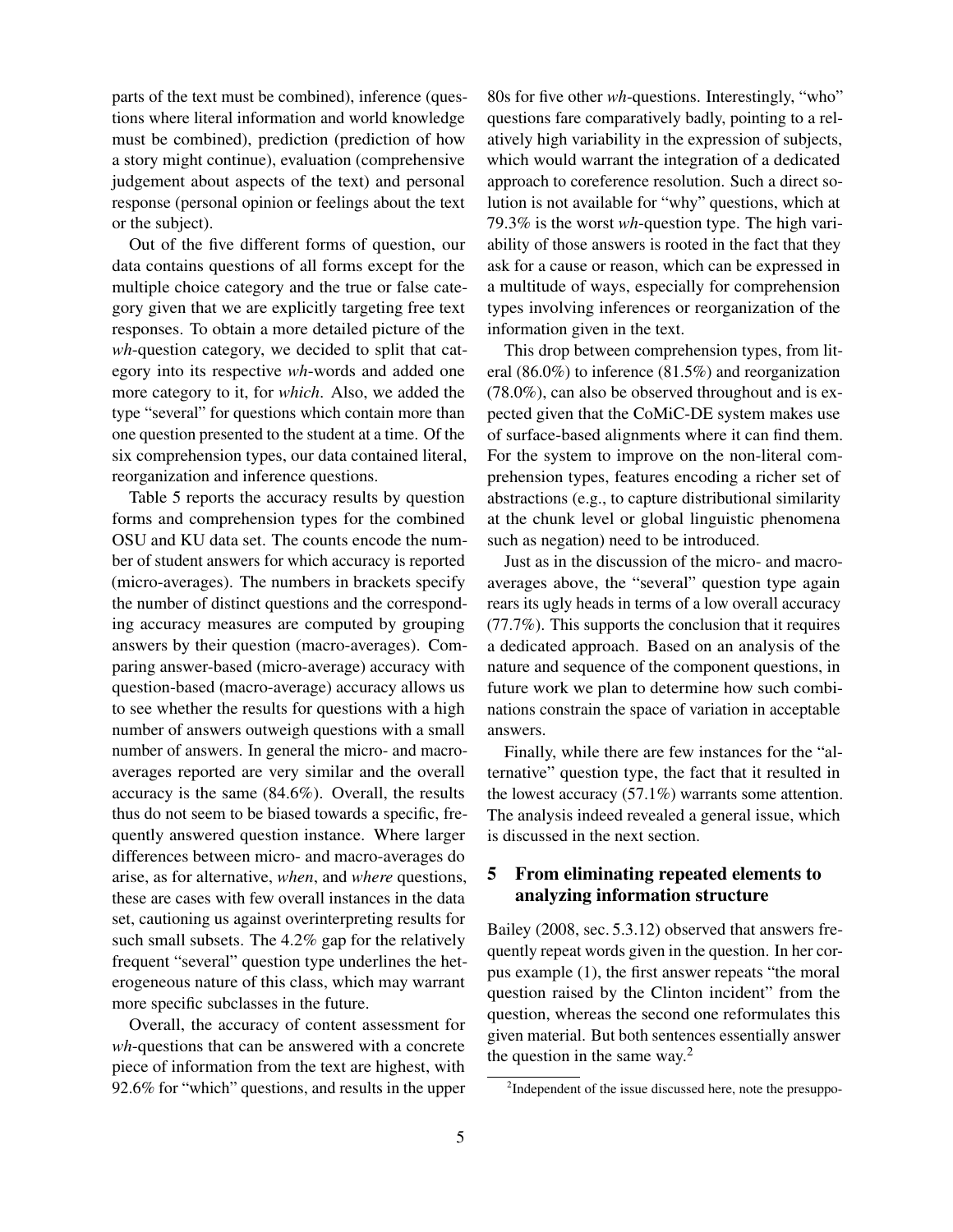parts of the text must be combined), inference (questions where literal information and world knowledge must be combined), prediction (prediction of how a story might continue), evaluation (comprehensive judgement about aspects of the text) and personal response (personal opinion or feelings about the text or the subject).

Out of the five different forms of question, our data contains questions of all forms except for the multiple choice category and the true or false category given that we are explicitly targeting free text responses. To obtain a more detailed picture of the *wh*-question category, we decided to split that category into its respective *wh*-words and added one more category to it, for *which*. Also, we added the type "several" for questions which contain more than one question presented to the student at a time. Of the six comprehension types, our data contained literal, reorganization and inference questions.

Table 5 reports the accuracy results by question forms and comprehension types for the combined OSU and KU data set. The counts encode the number of student answers for which accuracy is reported (micro-averages). The numbers in brackets specify the number of distinct questions and the corresponding accuracy measures are computed by grouping answers by their question (macro-averages). Comparing answer-based (micro-average) accuracy with question-based (macro-average) accuracy allows us to see whether the results for questions with a high number of answers outweigh questions with a small number of answers. In general the micro- and macro-averages reported are very similar and the overall accuracy is the same (84.6%). Overall, the results thus do not seem to be biased towards a specific, frequently answered question instance. Where larger differences between micro- and macro-averages do arise, as for alternative, *when*, and *where* questions, these are cases with few overall instances in the data set, cautioning us against overinterpreting results for such small subsets. The 4.2% gap for the relatively frequent "several" question type underlines the heterogeneous nature of this class, which may warrant more specific subclasses in the future.

Overall, the accuracy of content assessment for *wh*-questions that can be answered with a concrete piece of information from the text are highest, with 92.6% for "which" questions, and results in the upper 80s for five other *wh*-questions. Interestingly, "who" questions fare comparatively badly, pointing to a relatively high variability in the expression of subjects, which would warrant the integration of a dedicated approach to coreference resolution. Such a direct solution is not available for "why" questions, which at 79.3% is the worst *wh*-question type. The high variability of those answers is rooted in the fact that they ask for a cause or reason, which can be expressed in a multitude of ways, especially for comprehension types involving inferences or reorganization of the information given in the text.

This drop between comprehension types, from literal (86.0%) to inference (81.5%) and reorganization (78.0%), can also be observed throughout and is expected given that the CoMiC-DE system makes use of surface-based alignments where it can find them. For the system to improve on the non-literal comprehension types, features encoding a richer set of abstractions (e.g., to capture distributional similarity at the chunk level or global linguistic phenomena such as negation) need to be introduced.

Just as in the discussion of the micro- and macro-averages above, the "several" question type again rears its ugly heads in terms of a low overall accuracy (77.7%). This supports the conclusion that it requires a dedicated approach. Based on an analysis of the nature and sequence of the component questions, in future work we plan to determine how such combinations constrain the space of variation in acceptable answers.

Finally, while there are few instances for the "alternative" question type, the fact that it resulted in the lowest accuracy (57.1%) warrants some attention. The analysis indeed revealed a general issue, which is discussed in the next section.

## 5 From eliminating repeated elements to analyzing information structure

Bailey (2008, sec. 5.3.12) observed that answers frequently repeat words given in the question. In her corpus example (1), the first answer repeats "the moral question raised by the Clinton incident" from the question, whereas the second one reformulates this given material. But both sentences essentially answer the question in the same way.[2]

[2]Independent of the issue discussed here, note the presuppo-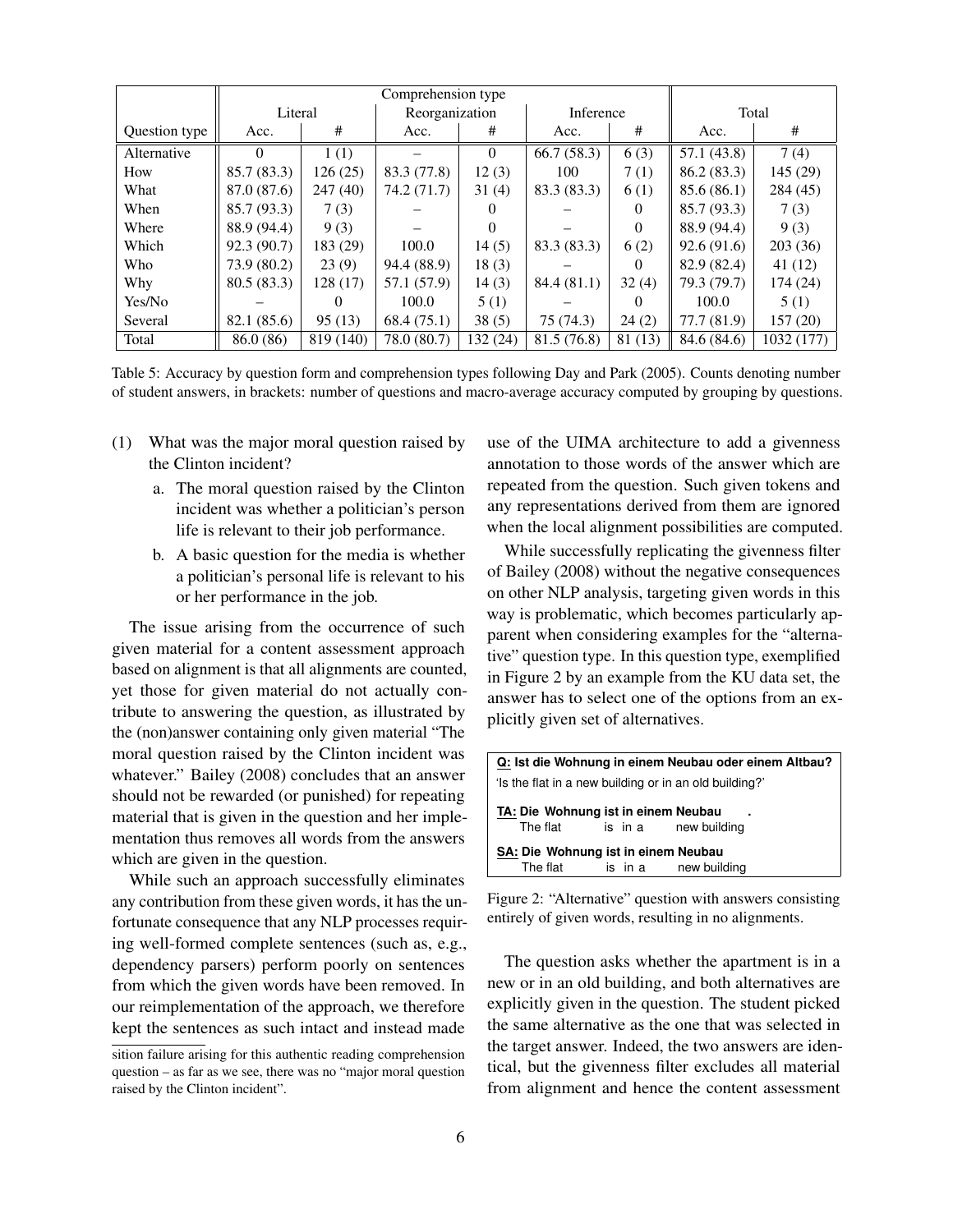| | Comprehension type | | | | | | | |
|---|---|---|---|---|---|---|---|---|
| | Literal | | Reorganization | | Inference | | Total | |
| Question type | Acc. | # | Acc. | # | Acc. | # | Acc. | # |
| Alternative | 0 | 1 (1) | – | 0 | 66.7 (58.3) | 6 (3) | 57.1 (43.8) | 7 (4) |
| How | 85.7 (83.3) | 126 (25) | 83.3 (77.8) | 12 (3) | 100 | 7 (1) | 86.2 (83.3) | 145 (29) |
| What | 87.0 (87.6) | 247 (40) | 74.2 (71.7) | 31 (4) | 83.3 (83.3) | 6 (1) | 85.6 (86.1) | 284 (45) |
| When | 85.7 (93.3) | 7 (3) | – | 0 | – | 0 | 85.7 (93.3) | 7 (3) |
| Where | 88.9 (94.4) | 9 (3) | – | 0 | – | 0 | 88.9 (94.4) | 9 (3) |
| Which | 92.3 (90.7) | 183 (29) | 100.0 | 14 (5) | 83.3 (83.3) | 6 (2) | 92.6 (91.6) | 203 (36) |
| Who | 73.9 (80.2) | 23 (9) | 94.4 (88.9) | 18 (3) | – | 0 | 82.9 (82.4) | 41 (12) |
| Why | 80.5 (83.3) | 128 (17) | 57.1 (57.9) | 14 (3) | 84.4 (81.1) | 32 (4) | 79.3 (79.7) | 174 (24) |
| Yes/No | – | 0 | 100.0 | 5 (1) | – | 0 | 100.0 | 5 (1) |
| Several | 82.1 (85.6) | 95 (13) | 68.4 (75.1) | 38 (5) | 75 (74.3) | 24 (2) | 77.7 (81.9) | 157 (20) |
| Total | 86.0 (86) | 819 (140) | 78.0 (80.7) | 132 (24) | 81.5 (76.8) | 81 (13) | 84.6 (84.6) | 1032 (177) |

Table 5: Accuracy by question form and comprehension types following Day and Park (2005). Counts denoting number of student answers, in brackets: number of questions and macro-average accuracy computed by grouping by questions.

(1) What was the major moral question raised by the Clinton incident?

  a. The moral question raised by the Clinton incident was whether a politician's person life is relevant to their job performance.

  b. A basic question for the media is whether a politician's personal life is relevant to his or her performance in the job.

The issue arising from the occurrence of such given material for a content assessment approach based on alignment is that all alignments are counted, yet those for given material do not actually contribute to answering the question, as illustrated by the (non)answer containing only given material "The moral question raised by the Clinton incident was whatever." Bailey (2008) concludes that an answer should not be rewarded (or punished) for repeating material that is given in the question and her implementation thus removes all words from the answers which are given in the question.

While such an approach successfully eliminates any contribution from these given words, it has the unfortunate consequence that any NLP processes requiring well-formed complete sentences (such as, e.g., dependency parsers) perform poorly on sentences from which the given words have been removed. In our reimplementation of the approach, we therefore kept the sentences as such intact and instead made use of the UIMA architecture to add a givenness annotation to those words of the answer which are repeated from the question. Such given tokens and any representations derived from them are ignored when the local alignment possibilities are computed.

While successfully replicating the givenness filter of Bailey (2008) without the negative consequences on other NLP analysis, targeting given words in this way is problematic, which becomes particularly apparent when considering examples for the "alternative" question type. In this question type, exemplified in Figure 2 by an example from the KU data set, the answer has to select one of the options from an explicitly given set of alternatives.

**Q: Ist die Wohnung in einem Neubau oder einem Altbau?**
'Is the flat in a new building or in an old building?'

**TA: Die Wohnung ist in einem Neubau .**
The flat is in a new building

**SA: Die Wohnung ist in einem Neubau**
The flat is in a new building

Figure 2: "Alternative" question with answers consisting entirely of given words, resulting in no alignments.

The question asks whether the apartment is in a new or in an old building, and both alternatives are explicitly given in the question. The student picked the same alternative as the one that was selected in the target answer. Indeed, the two answers are identical, but the givenness filter excludes all material from alignment and hence the content assessment

sition failure arising for this authentic reading comprehension question – as far as we see, there was no "major moral question raised by the Clinton incident".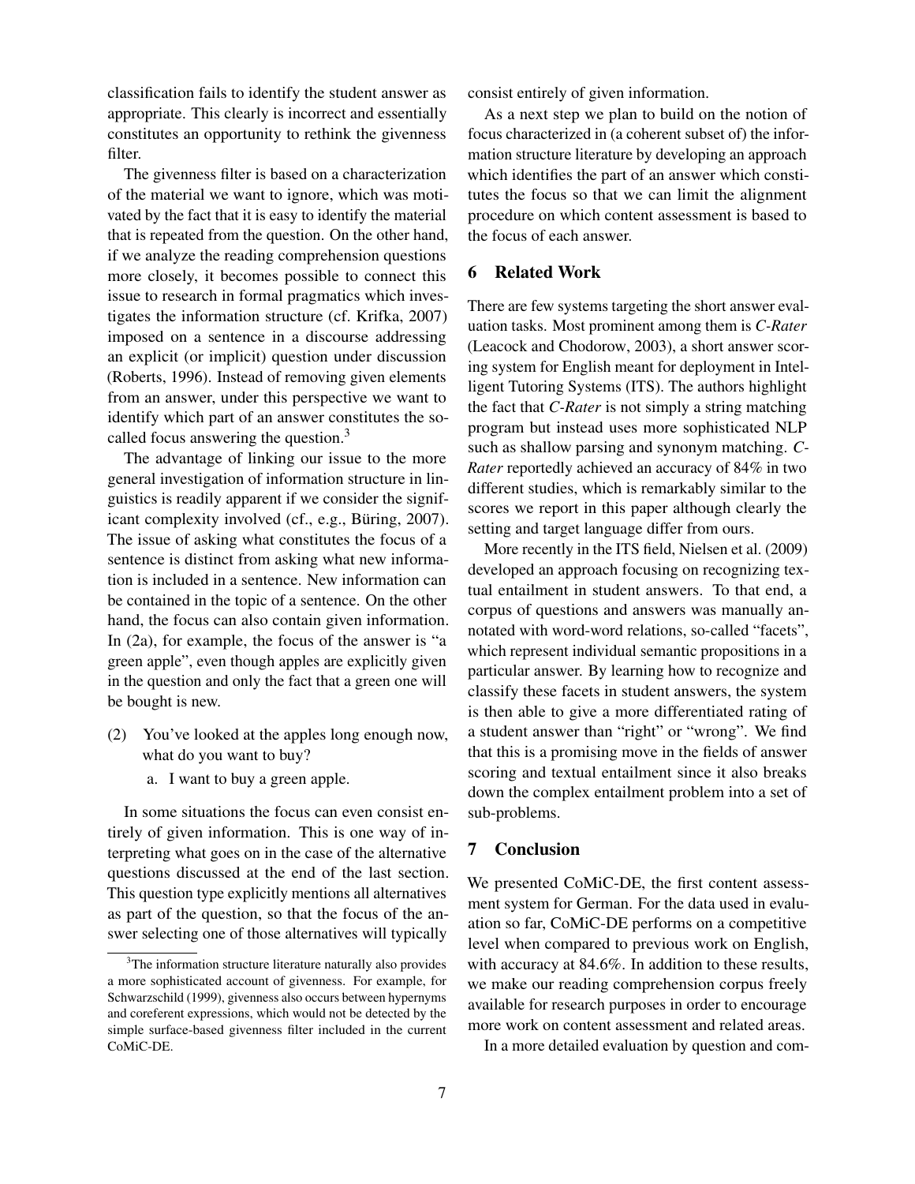classification fails to identify the student answer as appropriate. This clearly is incorrect and essentially constitutes an opportunity to rethink the givenness filter.

The givenness filter is based on a characterization of the material we want to ignore, which was motivated by the fact that it is easy to identify the material that is repeated from the question. On the other hand, if we analyze the reading comprehension questions more closely, it becomes possible to connect this issue to research in formal pragmatics which investigates the information structure (cf. Krifka, 2007) imposed on a sentence in a discourse addressing an explicit (or implicit) question under discussion (Roberts, 1996). Instead of removing given elements from an answer, under this perspective we want to identify which part of an answer constitutes the so-called focus answering the question.[3]

The advantage of linking our issue to the more general investigation of information structure in linguistics is readily apparent if we consider the significant complexity involved (cf., e.g., Büring, 2007). The issue of asking what constitutes the focus of a sentence is distinct from asking what new information is included in a sentence. New information can be contained in the topic of a sentence. On the other hand, the focus can also contain given information. In (2a), for example, the focus of the answer is "a green apple", even though apples are explicitly given in the question and only the fact that a green one will be bought is new.

(2) You've looked at the apples long enough now, what do you want to buy?

  a. I want to buy a green apple.

In some situations the focus can even consist entirely of given information. This is one way of interpreting what goes on in the case of the alternative questions discussed at the end of the last section. This question type explicitly mentions all alternatives as part of the question, so that the focus of the answer selecting one of those alternatives will typically consist entirely of given information.

As a next step we plan to build on the notion of focus characterized in (a coherent subset of) the information structure literature by developing an approach which identifies the part of an answer which constitutes the focus so that we can limit the alignment procedure on which content assessment is based to the focus of each answer.

## 6 Related Work

There are few systems targeting the short answer evaluation tasks. Most prominent among them is *C-Rater* (Leacock and Chodorow, 2003), a short answer scoring system for English meant for deployment in Intelligent Tutoring Systems (ITS). The authors highlight the fact that *C-Rater* is not simply a string matching program but instead uses more sophisticated NLP such as shallow parsing and synonym matching. *C-Rater* reportedly achieved an accuracy of 84% in two different studies, which is remarkably similar to the scores we report in this paper although clearly the setting and target language differ from ours.

More recently in the ITS field, Nielsen et al. (2009) developed an approach focusing on recognizing textual entailment in student answers. To that end, a corpus of questions and answers was manually annotated with word-word relations, so-called "facets", which represent individual semantic propositions in a particular answer. By learning how to recognize and classify these facets in student answers, the system is then able to give a more differentiated rating of a student answer than "right" or "wrong". We find that this is a promising move in the fields of answer scoring and textual entailment since it also breaks down the complex entailment problem into a set of sub-problems.

## 7 Conclusion

We presented CoMiC-DE, the first content assessment system for German. For the data used in evaluation so far, CoMiC-DE performs on a competitive level when compared to previous work on English, with accuracy at 84.6%. In addition to these results, we make our reading comprehension corpus freely available for research purposes in order to encourage more work on content assessment and related areas.

In a more detailed evaluation by question and com-

[3] The information structure literature naturally also provides a more sophisticated account of givenness. For example, for Schwarzschild (1999), givenness also occurs between hypernyms and coreferent expressions, which would not be detected by the simple surface-based givenness filter included in the current CoMiC-DE.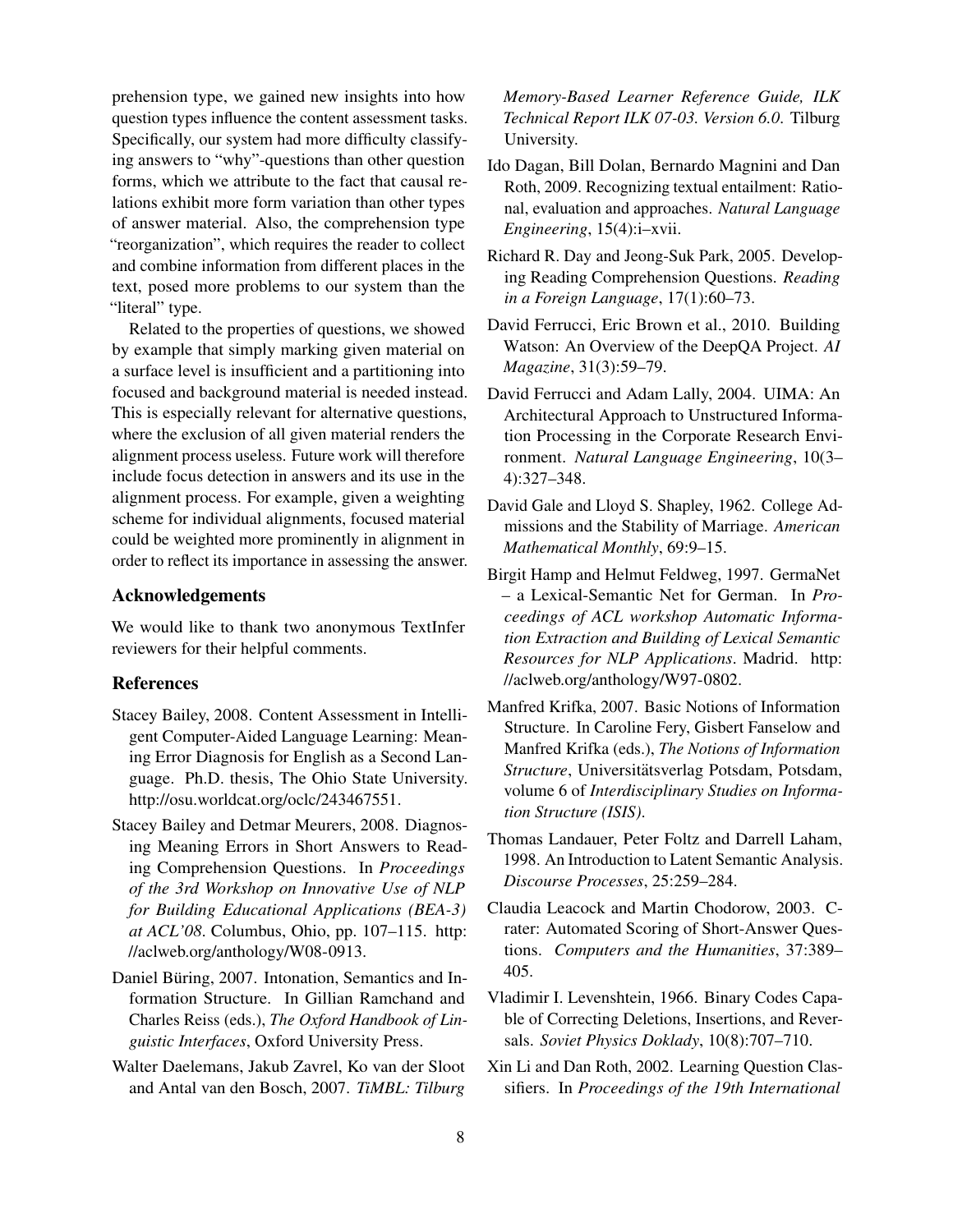prehension type, we gained new insights into how question types influence the content assessment tasks. Specifically, our system had more difficulty classifying answers to "why"-questions than other question forms, which we attribute to the fact that causal relations exhibit more form variation than other types of answer material. Also, the comprehension type "reorganization", which requires the reader to collect and combine information from different places in the text, posed more problems to our system than the "literal" type.

Related to the properties of questions, we showed by example that simply marking given material on a surface level is insufficient and a partitioning into focused and background material is needed instead. This is especially relevant for alternative questions, where the exclusion of all given material renders the alignment process useless. Future work will therefore include focus detection in answers and its use in the alignment process. For example, given a weighting scheme for individual alignments, focused material could be weighted more prominently in alignment in order to reflect its importance in assessing the answer.

## Acknowledgements

We would like to thank two anonymous TextInfer reviewers for their helpful comments.

## References

Stacey Bailey, 2008. Content Assessment in Intelligent Computer-Aided Language Learning: Meaning Error Diagnosis for English as a Second Language. Ph.D. thesis, The Ohio State University. http://osu.worldcat.org/oclc/243467551.

Stacey Bailey and Detmar Meurers, 2008. Diagnosing Meaning Errors in Short Answers to Reading Comprehension Questions. In *Proceedings of the 3rd Workshop on Innovative Use of NLP for Building Educational Applications (BEA-3) at ACL'08*. Columbus, Ohio, pp. 107–115. http://aclweb.org/anthology/W08-0913.

Daniel Büring, 2007. Intonation, Semantics and Information Structure. In Gillian Ramchand and Charles Reiss (eds.), *The Oxford Handbook of Linguistic Interfaces*, Oxford University Press.

Walter Daelemans, Jakub Zavrel, Ko van der Sloot and Antal van den Bosch, 2007. *TiMBL: Tilburg Memory-Based Learner Reference Guide, ILK Technical Report ILK 07-03. Version 6.0*. Tilburg University.

Ido Dagan, Bill Dolan, Bernardo Magnini and Dan Roth, 2009. Recognizing textual entailment: Rational, evaluation and approaches. *Natural Language Engineering*, 15(4):i–xvii.

Richard R. Day and Jeong-Suk Park, 2005. Developing Reading Comprehension Questions. *Reading in a Foreign Language*, 17(1):60–73.

David Ferrucci, Eric Brown et al., 2010. Building Watson: An Overview of the DeepQA Project. *AI Magazine*, 31(3):59–79.

David Ferrucci and Adam Lally, 2004. UIMA: An Architectural Approach to Unstructured Information Processing in the Corporate Research Environment. *Natural Language Engineering*, 10(3–4):327–348.

David Gale and Lloyd S. Shapley, 1962. College Admissions and the Stability of Marriage. *American Mathematical Monthly*, 69:9–15.

Birgit Hamp and Helmut Feldweg, 1997. GermaNet – a Lexical-Semantic Net for German. In *Proceedings of ACL workshop Automatic Information Extraction and Building of Lexical Semantic Resources for NLP Applications*. Madrid. http://aclweb.org/anthology/W97-0802.

Manfred Krifka, 2007. Basic Notions of Information Structure. In Caroline Fery, Gisbert Fanselow and Manfred Krifka (eds.), *The Notions of Information Structure*, Universitätsverlag Potsdam, Potsdam, volume 6 of *Interdisciplinary Studies on Information Structure (ISIS)*.

Thomas Landauer, Peter Foltz and Darrell Laham, 1998. An Introduction to Latent Semantic Analysis. *Discourse Processes*, 25:259–284.

Claudia Leacock and Martin Chodorow, 2003. C-rater: Automated Scoring of Short-Answer Questions. *Computers and the Humanities*, 37:389–405.

Vladimir I. Levenshtein, 1966. Binary Codes Capable of Correcting Deletions, Insertions, and Reversals. *Soviet Physics Doklady*, 10(8):707–710.

Xin Li and Dan Roth, 2002. Learning Question Classifiers. In *Proceedings of the 19th International*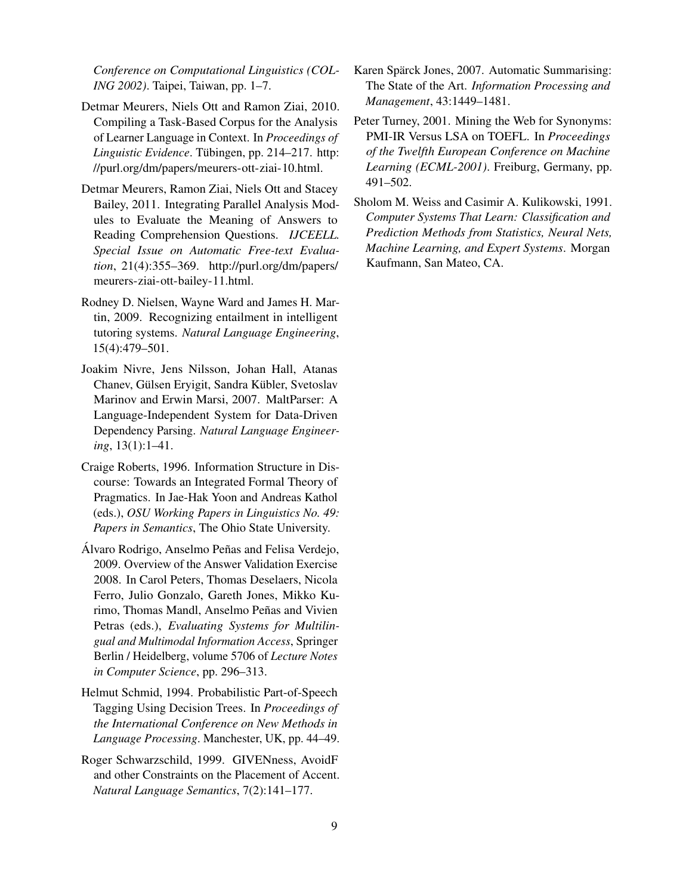*Conference on Computational Linguistics (COLING 2002)*. Taipei, Taiwan, pp. 1–7.

Detmar Meurers, Niels Ott and Ramon Ziai, 2010. Compiling a Task-Based Corpus for the Analysis of Learner Language in Context. In *Proceedings of Linguistic Evidence*. Tübingen, pp. 214–217. http://purl.org/dm/papers/meurers-ott-ziai-10.html.

Detmar Meurers, Ramon Ziai, Niels Ott and Stacey Bailey, 2011. Integrating Parallel Analysis Modules to Evaluate the Meaning of Answers to Reading Comprehension Questions. *IJCEELL. Special Issue on Automatic Free-text Evaluation*, 21(4):355–369. http://purl.org/dm/papers/meurers-ziai-ott-bailey-11.html.

Rodney D. Nielsen, Wayne Ward and James H. Martin, 2009. Recognizing entailment in intelligent tutoring systems. *Natural Language Engineering*, 15(4):479–501.

Joakim Nivre, Jens Nilsson, Johan Hall, Atanas Chanev, Gülsen Eryigit, Sandra Kübler, Svetoslav Marinov and Erwin Marsi, 2007. MaltParser: A Language-Independent System for Data-Driven Dependency Parsing. *Natural Language Engineering*, 13(1):1–41.

Craige Roberts, 1996. Information Structure in Discourse: Towards an Integrated Formal Theory of Pragmatics. In Jae-Hak Yoon and Andreas Kathol (eds.), *OSU Working Papers in Linguistics No. 49: Papers in Semantics*, The Ohio State University.

Álvaro Rodrigo, Anselmo Peñas and Felisa Verdejo, 2009. Overview of the Answer Validation Exercise 2008. In Carol Peters, Thomas Deselaers, Nicola Ferro, Julio Gonzalo, Gareth Jones, Mikko Kurimo, Thomas Mandl, Anselmo Peñas and Vivien Petras (eds.), *Evaluating Systems for Multilingual and Multimodal Information Access*, Springer Berlin / Heidelberg, volume 5706 of *Lecture Notes in Computer Science*, pp. 296–313.

Helmut Schmid, 1994. Probabilistic Part-of-Speech Tagging Using Decision Trees. In *Proceedings of the International Conference on New Methods in Language Processing*. Manchester, UK, pp. 44–49.

Roger Schwarzschild, 1999. GIVENness, AvoidF and other Constraints on the Placement of Accent. *Natural Language Semantics*, 7(2):141–177.

Karen Spärck Jones, 2007. Automatic Summarising: The State of the Art. *Information Processing and Management*, 43:1449–1481.

Peter Turney, 2001. Mining the Web for Synonyms: PMI-IR Versus LSA on TOEFL. In *Proceedings of the Twelfth European Conference on Machine Learning (ECML-2001)*. Freiburg, Germany, pp. 491–502.

Sholom M. Weiss and Casimir A. Kulikowski, 1991. *Computer Systems That Learn: Classification and Prediction Methods from Statistics, Neural Nets, Machine Learning, and Expert Systems*. Morgan Kaufmann, San Mateo, CA.